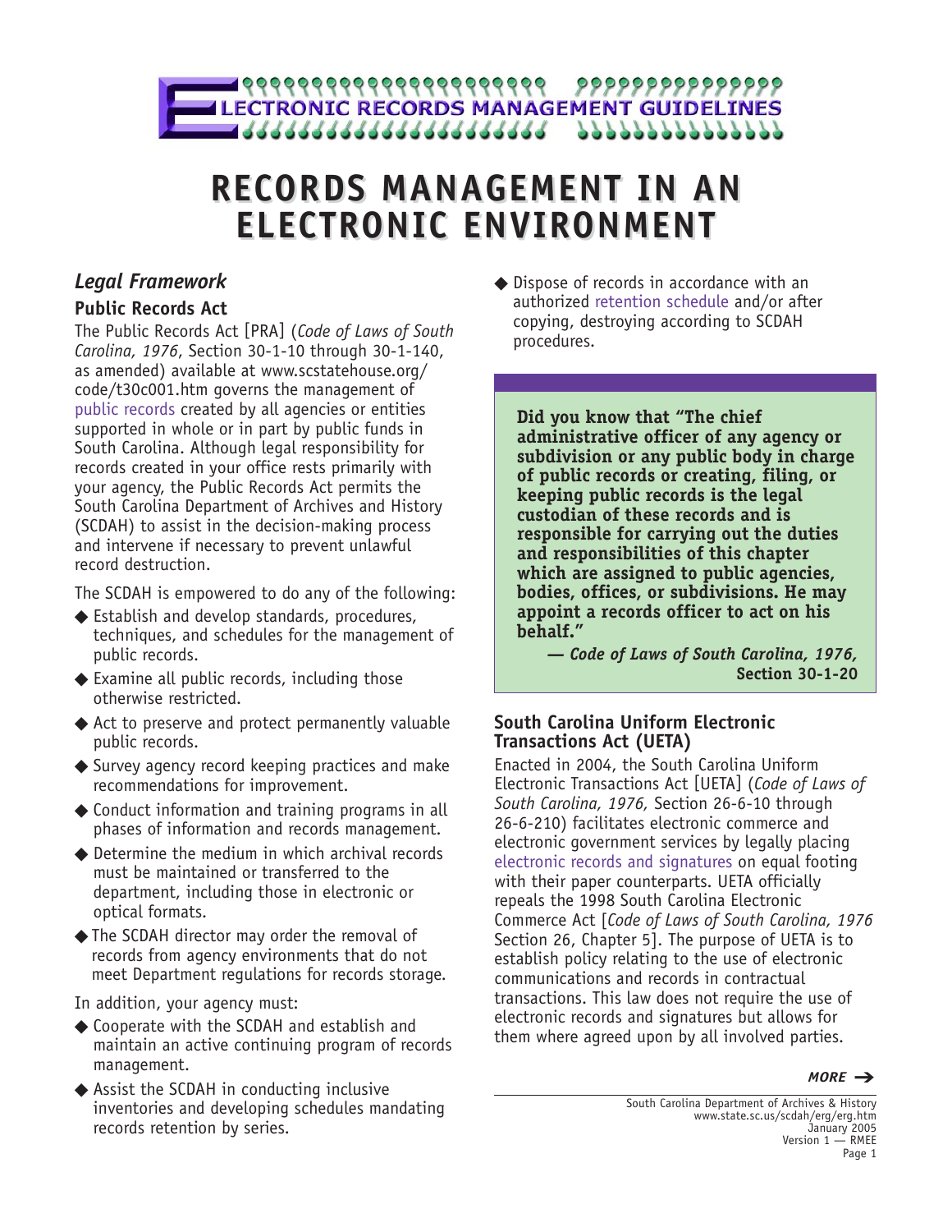# ELECTRONIC RECORDS MANAGEMENT GUIDELINES

# RECORDS MANAGEMENT IN AN ELECTRONIC ENVIRONMENT

## *Legal Framework*

### Public Records Act

The Public Records Act [PRA] (*Code of Laws of South Carolina, 1976*, Section 30-1-10 through 30-1-140, as amended) available at www.scstatehouse.org/code/t30c001.htm governs the management of public records created by all agencies or entities supported in whole or in part by public funds in South Carolina. Although legal responsibility for records created in your office rests primarily with your agency, the Public Records Act permits the South Carolina Department of Archives and History (SCDAH) to assist in the decision-making process and intervene if necessary to prevent unlawful record destruction.

The SCDAH is empowered to do any of the following:

- Establish and develop standards, procedures, techniques, and schedules for the management of public records.
- Examine all public records, including those otherwise restricted.
- Act to preserve and protect permanently valuable public records.
- Survey agency record keeping practices and make recommendations for improvement.
- Conduct information and training programs in all phases of information and records management.
- Determine the medium in which archival records must be maintained or transferred to the department, including those in electronic or optical formats.
- The SCDAH director may order the removal of records from agency environments that do not meet Department regulations for records storage.

In addition, your agency must:

- Cooperate with the SCDAH and establish and maintain an active continuing program of records management.
- Assist the SCDAH in conducting inclusive inventories and developing schedules mandating records retention by series.
- Dispose of records in accordance with an authorized retention schedule and/or after copying, destroying according to SCDAH procedures.

> **Did you know that "The chief administrative officer of any agency or subdivision or any public body in charge of public records or creating, filing, or keeping public records is the legal custodian of these records and is responsible for carrying out the duties and responsibilities of this chapter which are assigned to public agencies, bodies, offices, or subdivisions. He may appoint a records officer to act on his behalf."**
>
> ***— Code of Laws of South Carolina, 1976,* Section 30-1-20**

### South Carolina Uniform Electronic Transactions Act (UETA)

Enacted in 2004, the South Carolina Uniform Electronic Transactions Act [UETA] (*Code of Laws of South Carolina, 1976,* Section 26-6-10 through 26-6-210) facilitates electronic commerce and electronic government services by legally placing electronic records and signatures on equal footing with their paper counterparts. UETA officially repeals the 1998 South Carolina Electronic Commerce Act [*Code of Laws of South Carolina, 1976* Section 26, Chapter 5]. The purpose of UETA is to establish policy relating to the use of electronic communications and records in contractual transactions. This law does not require the use of electronic records and signatures but allows for them where agreed upon by all involved parties.

***MORE →***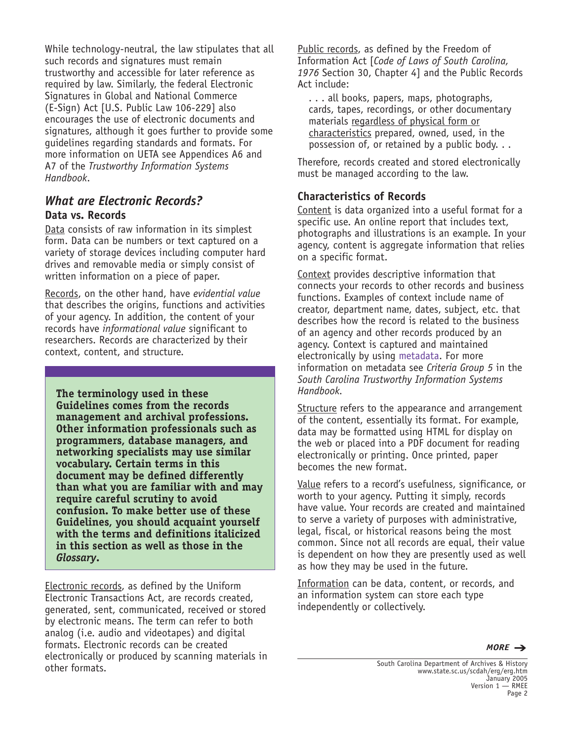While technology-neutral, the law stipulates that all such records and signatures must remain trustworthy and accessible for later reference as required by law. Similarly, the federal Electronic Signatures in Global and National Commerce (E-Sign) Act [U.S. Public Law 106-229] also encourages the use of electronic documents and signatures, although it goes further to provide some guidelines regarding standards and formats. For more information on UETA see Appendices A6 and A7 of the *Trustworthy Information Systems Handbook*.

## *What are Electronic Records?*

### Data vs. Records

Data consists of raw information in its simplest form. Data can be numbers or text captured on a variety of storage devices including computer hard drives and removable media or simply consist of written information on a piece of paper.

Records, on the other hand, have *evidential value* that describes the origins, functions and activities of your agency. In addition, the content of your records have *informational value* significant to researchers. Records are characterized by their context, content, and structure.

> **The terminology used in these Guidelines comes from the records management and archival professions. Other information professionals such as programmers, database managers, and networking specialists may use similar vocabulary. Certain terms in this document may be defined differently than what you are familiar with and may require careful scrutiny to avoid confusion. To make better use of these Guidelines, you should acquaint yourself with the terms and definitions italicized in this section as well as those in the *Glossary*.**

Electronic records, as defined by the Uniform Electronic Transactions Act, are records created, generated, sent, communicated, received or stored by electronic means. The term can refer to both analog (i.e. audio and videotapes) and digital formats. Electronic records can be created electronically or produced by scanning materials in other formats.

Public records, as defined by the Freedom of Information Act [*Code of Laws of South Carolina, 1976* Section 30, Chapter 4] and the Public Records Act include:

> . . . all books, papers, maps, photographs, cards, tapes, recordings, or other documentary materials regardless of physical form or characteristics prepared, owned, used, in the possession of, or retained by a public body. . .

Therefore, records created and stored electronically must be managed according to the law.

### Characteristics of Records

Content is data organized into a useful format for a specific use. An online report that includes text, photographs and illustrations is an example. In your agency, content is aggregate information that relies on a specific format.

Context provides descriptive information that connects your records to other records and business functions. Examples of context include name of creator, department name, dates, subject, etc. that describes how the record is related to the business of an agency and other records produced by an agency. Context is captured and maintained electronically by using metadata. For more information on metadata see *Criteria Group 5* in the *South Carolina Trustworthy Information Systems Handbook*.

Structure refers to the appearance and arrangement of the content, essentially its format. For example, data may be formatted using HTML for display on the web or placed into a PDF document for reading electronically or printing. Once printed, paper becomes the new format.

Value refers to a record's usefulness, significance, or worth to your agency. Putting it simply, records have value. Your records are created and maintained to serve a variety of purposes with administrative, legal, fiscal, or historical reasons being the most common. Since not all records are equal, their value is dependent on how they are presently used as well as how they may be used in the future.

Information can be data, content, or records, and an information system can store each type independently or collectively.

***MORE →***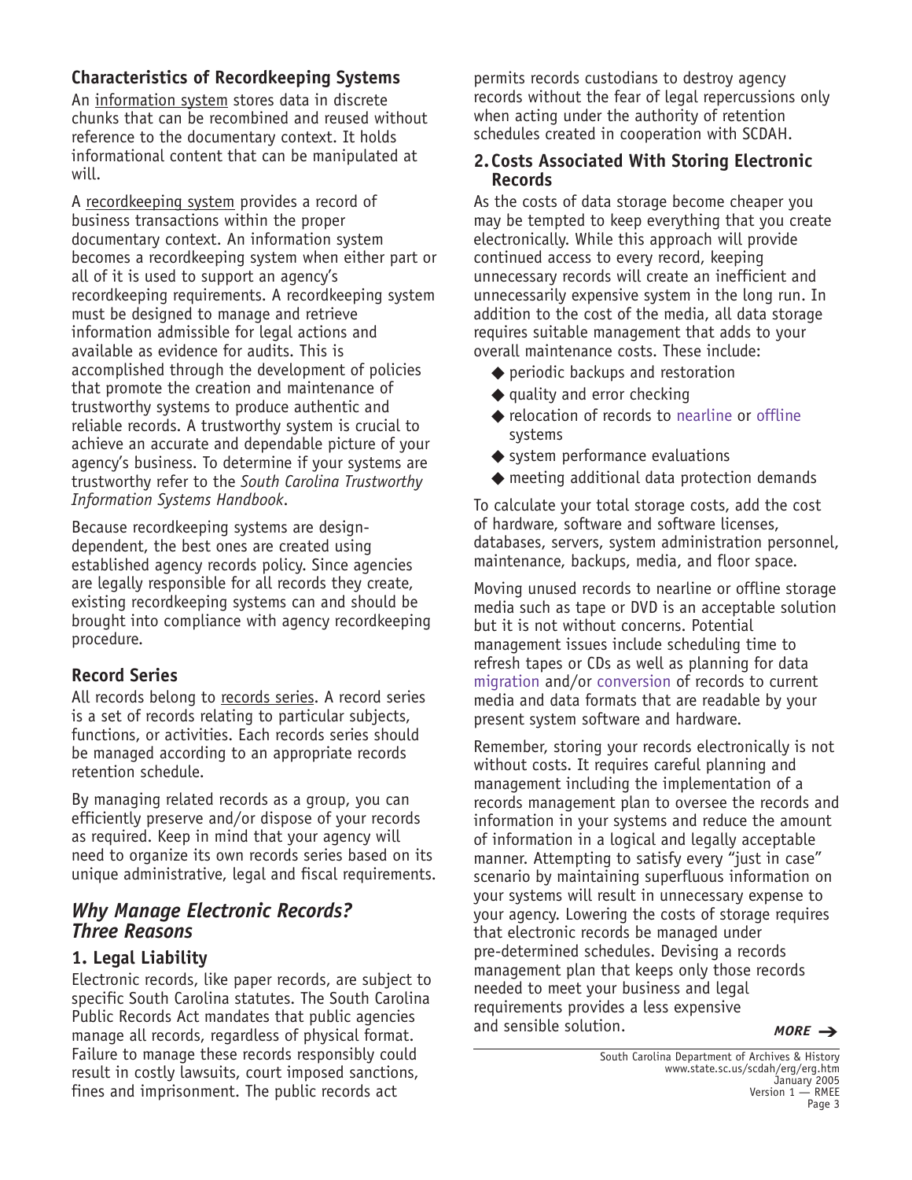### Characteristics of Recordkeeping Systems

An information system stores data in discrete chunks that can be recombined and reused without reference to the documentary context. It holds informational content that can be manipulated at will.

A recordkeeping system provides a record of business transactions within the proper documentary context. An information system becomes a recordkeeping system when either part or all of it is used to support an agency's recordkeeping requirements. A recordkeeping system must be designed to manage and retrieve information admissible for legal actions and available as evidence for audits. This is accomplished through the development of policies that promote the creation and maintenance of trustworthy systems to produce authentic and reliable records. A trustworthy system is crucial to achieve an accurate and dependable picture of your agency's business. To determine if your systems are trustworthy refer to the *South Carolina Trustworthy Information Systems Handbook*.

Because recordkeeping systems are design-dependent, the best ones are created using established agency records policy. Since agencies are legally responsible for all records they create, existing recordkeeping systems can and should be brought into compliance with agency recordkeeping procedure.

### Record Series

All records belong to records series. A record series is a set of records relating to particular subjects, functions, or activities. Each records series should be managed according to an appropriate records retention schedule.

By managing related records as a group, you can efficiently preserve and/or dispose of your records as required. Keep in mind that your agency will need to organize its own records series based on its unique administrative, legal and fiscal requirements.

## *Why Manage Electronic Records? Three Reasons*

### 1. Legal Liability

Electronic records, like paper records, are subject to specific South Carolina statutes. The South Carolina Public Records Act mandates that public agencies manage all records, regardless of physical format. Failure to manage these records responsibly could result in costly lawsuits, court imposed sanctions, fines and imprisonment. The public records act permits records custodians to destroy agency records without the fear of legal repercussions only when acting under the authority of retention schedules created in cooperation with SCDAH.

### 2. Costs Associated With Storing Electronic Records

As the costs of data storage become cheaper you may be tempted to keep everything that you create electronically. While this approach will provide continued access to every record, keeping unnecessary records will create an inefficient and unnecessarily expensive system in the long run. In addition to the cost of the media, all data storage requires suitable management that adds to your overall maintenance costs. These include:

- periodic backups and restoration
- quality and error checking
- relocation of records to nearline or offline systems
- system performance evaluations
- meeting additional data protection demands

To calculate your total storage costs, add the cost of hardware, software and software licenses, databases, servers, system administration personnel, maintenance, backups, media, and floor space.

Moving unused records to nearline or offline storage media such as tape or DVD is an acceptable solution but it is not without concerns. Potential management issues include scheduling time to refresh tapes or CDs as well as planning for data migration and/or conversion of records to current media and data formats that are readable by your present system software and hardware.

Remember, storing your records electronically is not without costs. It requires careful planning and management including the implementation of a records management plan to oversee the records and information in your systems and reduce the amount of information in a logical and legally acceptable manner. Attempting to satisfy every "just in case" scenario by maintaining superfluous information on your systems will result in unnecessary expense to your agency. Lowering the costs of storage requires that electronic records be managed under pre-determined schedules. Devising a records management plan that keeps only those records needed to meet your business and legal requirements provides a less expensive and sensible solution.

***MORE →***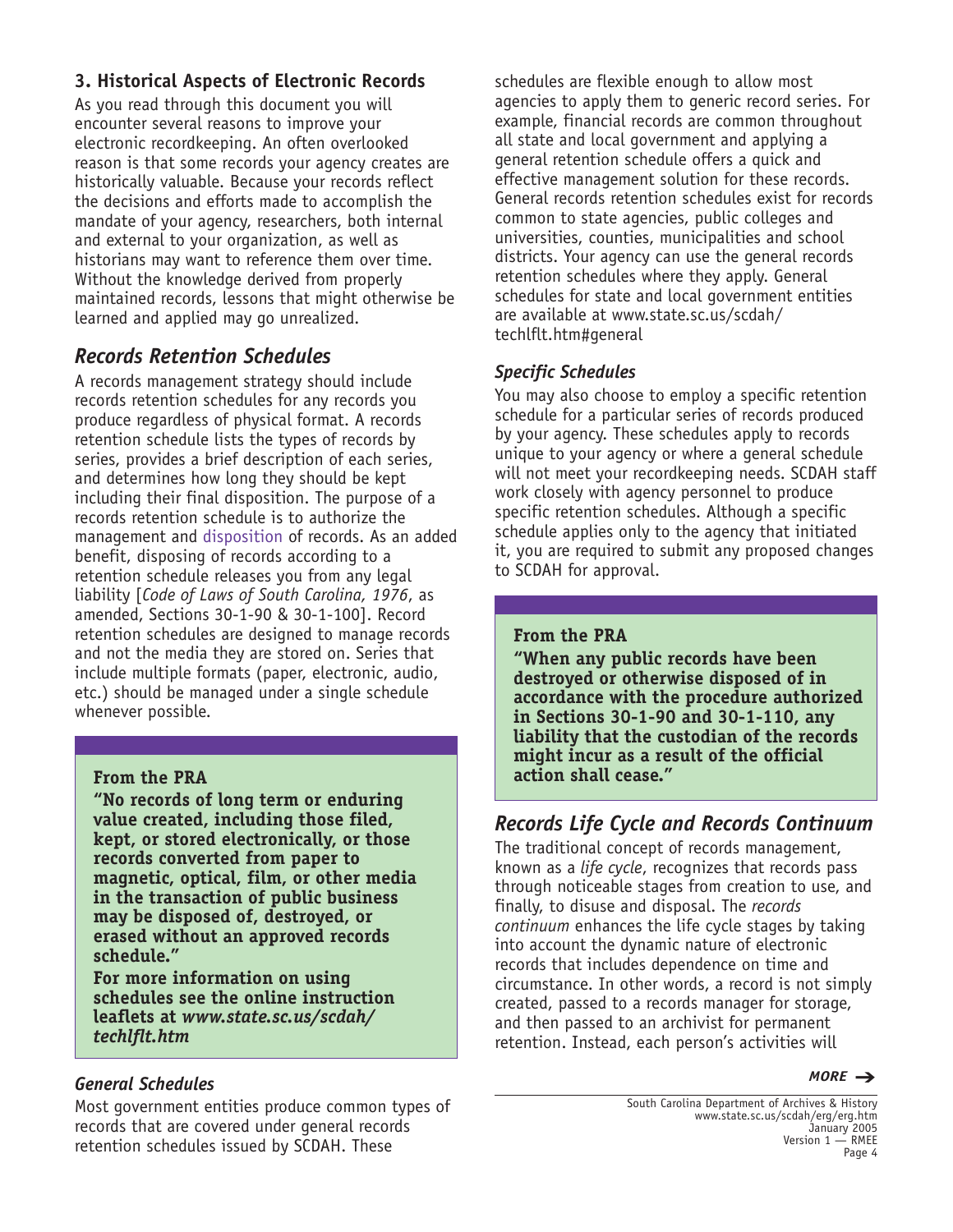## 3. Historical Aspects of Electronic Records

As you read through this document you will encounter several reasons to improve your electronic recordkeeping. An often overlooked reason is that some records your agency creates are historically valuable. Because your records reflect the decisions and efforts made to accomplish the mandate of your agency, researchers, both internal and external to your organization, as well as historians may want to reference them over time. Without the knowledge derived from properly maintained records, lessons that might otherwise be learned and applied may go unrealized.

### *Records Retention Schedules*

A records management strategy should include records retention schedules for any records you produce regardless of physical format. A records retention schedule lists the types of records by series, provides a brief description of each series, and determines how long they should be kept including their final disposition. The purpose of a records retention schedule is to authorize the management and disposition of records. As an added benefit, disposing of records according to a retention schedule releases you from any legal liability [*Code of Laws of South Carolina, 1976*, as amended, Sections 30-1-90 & 30-1-100]. Record retention schedules are designed to manage records and not the media they are stored on. Series that include multiple formats (paper, electronic, audio, etc.) should be managed under a single schedule whenever possible.

> **From the PRA**
>
> **"No records of long term or enduring value created, including those filed, kept, or stored electronically, or those records converted from paper to magnetic, optical, film, or other media in the transaction of public business may be disposed of, destroyed, or erased without an approved records schedule."**
>
> **For more information on using schedules see the online instruction leaflets at *www.state.sc.us/scdah/techlflt.htm***

#### *General Schedules*

Most government entities produce common types of records that are covered under general records retention schedules issued by SCDAH. These schedules are flexible enough to allow most agencies to apply them to generic record series. For example, financial records are common throughout all state and local government and applying a general retention schedule offers a quick and effective management solution for these records. General records retention schedules exist for records common to state agencies, public colleges and universities, counties, municipalities and school districts. Your agency can use the general records retention schedules where they apply. General schedules for state and local government entities are available at www.state.sc.us/scdah/techlflt.htm#general

#### *Specific Schedules*

You may also choose to employ a specific retention schedule for a particular series of records produced by your agency. These schedules apply to records unique to your agency or where a general schedule will not meet your recordkeeping needs. SCDAH staff work closely with agency personnel to produce specific retention schedules. Although a specific schedule applies only to the agency that initiated it, you are required to submit any proposed changes to SCDAH for approval.

> **From the PRA**
>
> **"When any public records have been destroyed or otherwise disposed of in accordance with the procedure authorized in Sections 30-1-90 and 30-1-110, any liability that the custodian of the records might incur as a result of the official action shall cease."**

### *Records Life Cycle and Records Continuum*

The traditional concept of records management, known as a *life cycle*, recognizes that records pass through noticeable stages from creation to use, and finally, to disuse and disposal. The *records continuum* enhances the life cycle stages by taking into account the dynamic nature of electronic records that includes dependence on time and circumstance. In other words, a record is not simply created, passed to a records manager for storage, and then passed to an archivist for permanent retention. Instead, each person's activities will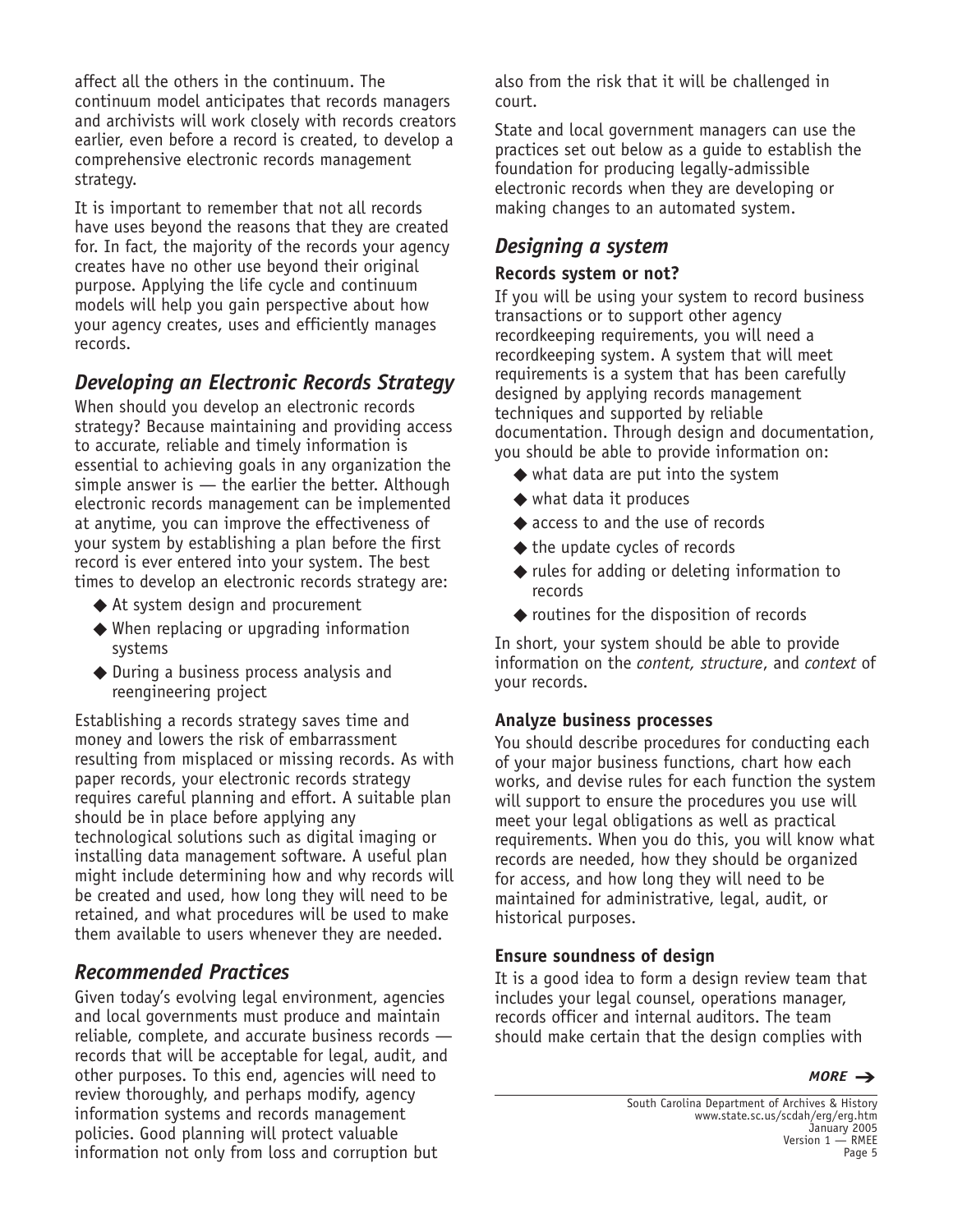affect all the others in the continuum. The continuum model anticipates that records managers and archivists will work closely with records creators earlier, even before a record is created, to develop a comprehensive electronic records management strategy.

It is important to remember that not all records have uses beyond the reasons that they are created for. In fact, the majority of the records your agency creates have no other use beyond their original purpose. Applying the life cycle and continuum models will help you gain perspective about how your agency creates, uses and efficiently manages records.

## *Developing an Electronic Records Strategy*

When should you develop an electronic records strategy? Because maintaining and providing access to accurate, reliable and timely information is essential to achieving goals in any organization the simple answer is — the earlier the better. Although electronic records management can be implemented at anytime, you can improve the effectiveness of your system by establishing a plan before the first record is ever entered into your system. The best times to develop an electronic records strategy are:

- At system design and procurement
- When replacing or upgrading information systems
- During a business process analysis and reengineering project

Establishing a records strategy saves time and money and lowers the risk of embarrassment resulting from misplaced or missing records. As with paper records, your electronic records strategy requires careful planning and effort. A suitable plan should be in place before applying any technological solutions such as digital imaging or installing data management software. A useful plan might include determining how and why records will be created and used, how long they will need to be retained, and what procedures will be used to make them available to users whenever they are needed.

## *Recommended Practices*

Given today's evolving legal environment, agencies and local governments must produce and maintain reliable, complete, and accurate business records — records that will be acceptable for legal, audit, and other purposes. To this end, agencies will need to review thoroughly, and perhaps modify, agency information systems and records management policies. Good planning will protect valuable information not only from loss and corruption but also from the risk that it will be challenged in court.

State and local government managers can use the practices set out below as a guide to establish the foundation for producing legally-admissible electronic records when they are developing or making changes to an automated system.

## *Designing a system*

### Records system or not?

If you will be using your system to record business transactions or to support other agency recordkeeping requirements, you will need a recordkeeping system. A system that will meet requirements is a system that has been carefully designed by applying records management techniques and supported by reliable documentation. Through design and documentation, you should be able to provide information on:

- what data are put into the system
- what data it produces
- access to and the use of records
- the update cycles of records
- rules for adding or deleting information to records
- routines for the disposition of records

In short, your system should be able to provide information on the *content, structure*, and *context* of your records.

### Analyze business processes

You should describe procedures for conducting each of your major business functions, chart how each works, and devise rules for each function the system will support to ensure the procedures you use will meet your legal obligations as well as practical requirements. When you do this, you will know what records are needed, how they should be organized for access, and how long they will need to be maintained for administrative, legal, audit, or historical purposes.

### Ensure soundness of design

It is a good idea to form a design review team that includes your legal counsel, operations manager, records officer and internal auditors. The team should make certain that the design complies with

*MORE* →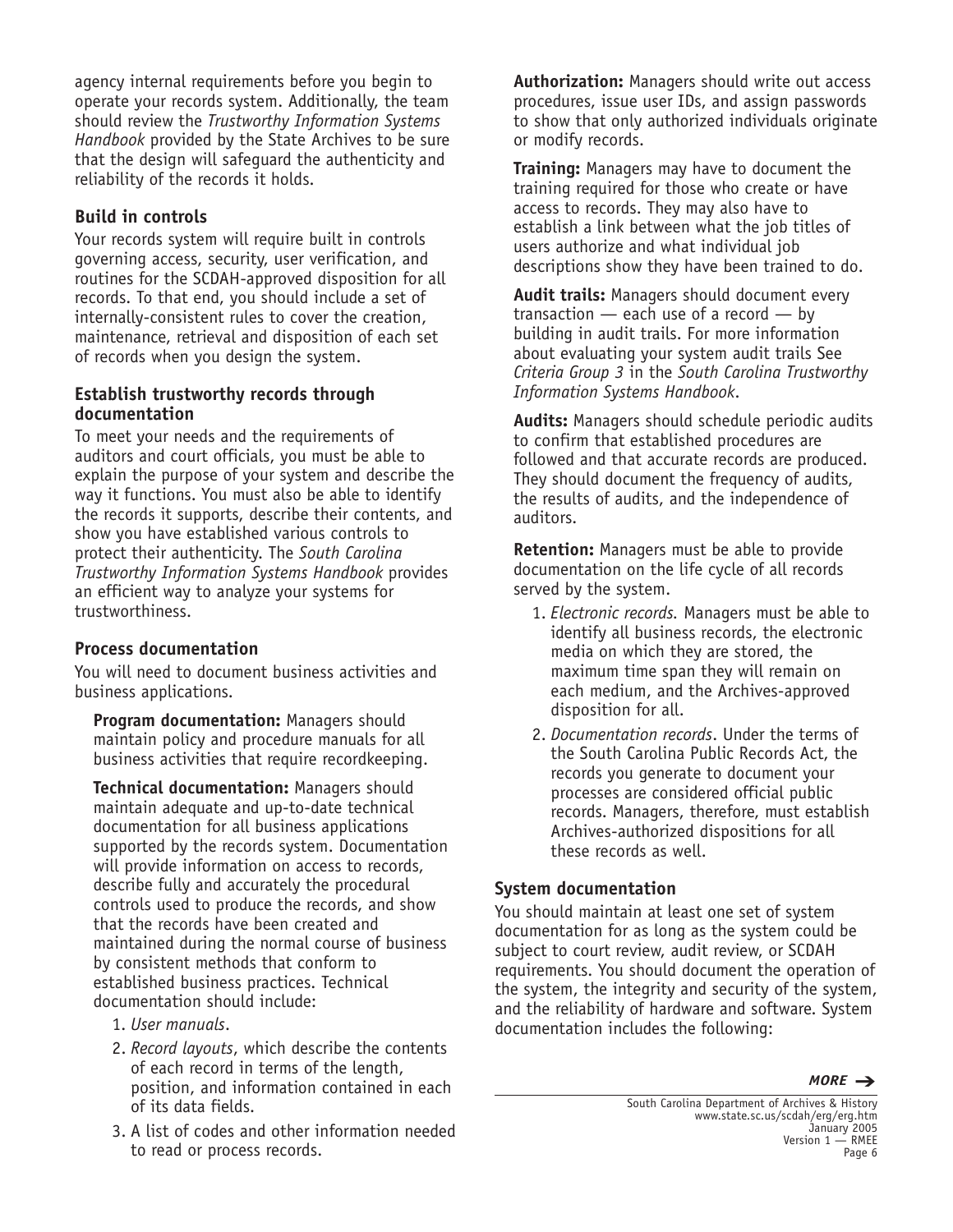agency internal requirements before you begin to operate your records system. Additionally, the team should review the *Trustworthy Information Systems Handbook* provided by the State Archives to be sure that the design will safeguard the authenticity and reliability of the records it holds.

### Build in controls

Your records system will require built in controls governing access, security, user verification, and routines for the SCDAH-approved disposition for all records. To that end, you should include a set of internally-consistent rules to cover the creation, maintenance, retrieval and disposition of each set of records when you design the system.

### Establish trustworthy records through documentation

To meet your needs and the requirements of auditors and court officials, you must be able to explain the purpose of your system and describe the way it functions. You must also be able to identify the records it supports, describe their contents, and show you have established various controls to protect their authenticity. The *South Carolina Trustworthy Information Systems Handbook* provides an efficient way to analyze your systems for trustworthiness.

### Process documentation

You will need to document business activities and business applications.

**Program documentation:** Managers should maintain policy and procedure manuals for all business activities that require recordkeeping.

**Technical documentation:** Managers should maintain adequate and up-to-date technical documentation for all business applications supported by the records system. Documentation will provide information on access to records, describe fully and accurately the procedural controls used to produce the records, and show that the records have been created and maintained during the normal course of business by consistent methods that conform to established business practices. Technical documentation should include:

1. *User manuals*.
2. *Record layouts*, which describe the contents of each record in terms of the length, position, and information contained in each of its data fields.
3. A list of codes and other information needed to read or process records.

**Authorization:** Managers should write out access procedures, issue user IDs, and assign passwords to show that only authorized individuals originate or modify records.

**Training:** Managers may have to document the training required for those who create or have access to records. They may also have to establish a link between what the job titles of users authorize and what individual job descriptions show they have been trained to do.

**Audit trails:** Managers should document every transaction — each use of a record — by building in audit trails. For more information about evaluating your system audit trails See *Criteria Group 3* in the *South Carolina Trustworthy Information Systems Handbook*.

**Audits:** Managers should schedule periodic audits to confirm that established procedures are followed and that accurate records are produced. They should document the frequency of audits, the results of audits, and the independence of auditors.

**Retention:** Managers must be able to provide documentation on the life cycle of all records served by the system.

1. *Electronic records.* Managers must be able to identify all business records, the electronic media on which they are stored, the maximum time span they will remain on each medium, and the Archives-approved disposition for all.
2. *Documentation records*. Under the terms of the South Carolina Public Records Act, the records you generate to document your processes are considered official public records. Managers, therefore, must establish Archives-authorized dispositions for all these records as well.

### System documentation

You should maintain at least one set of system documentation for as long as the system could be subject to court review, audit review, or SCDAH requirements. You should document the operation of the system, the integrity and security of the system, and the reliability of hardware and software. System documentation includes the following:

*MORE* →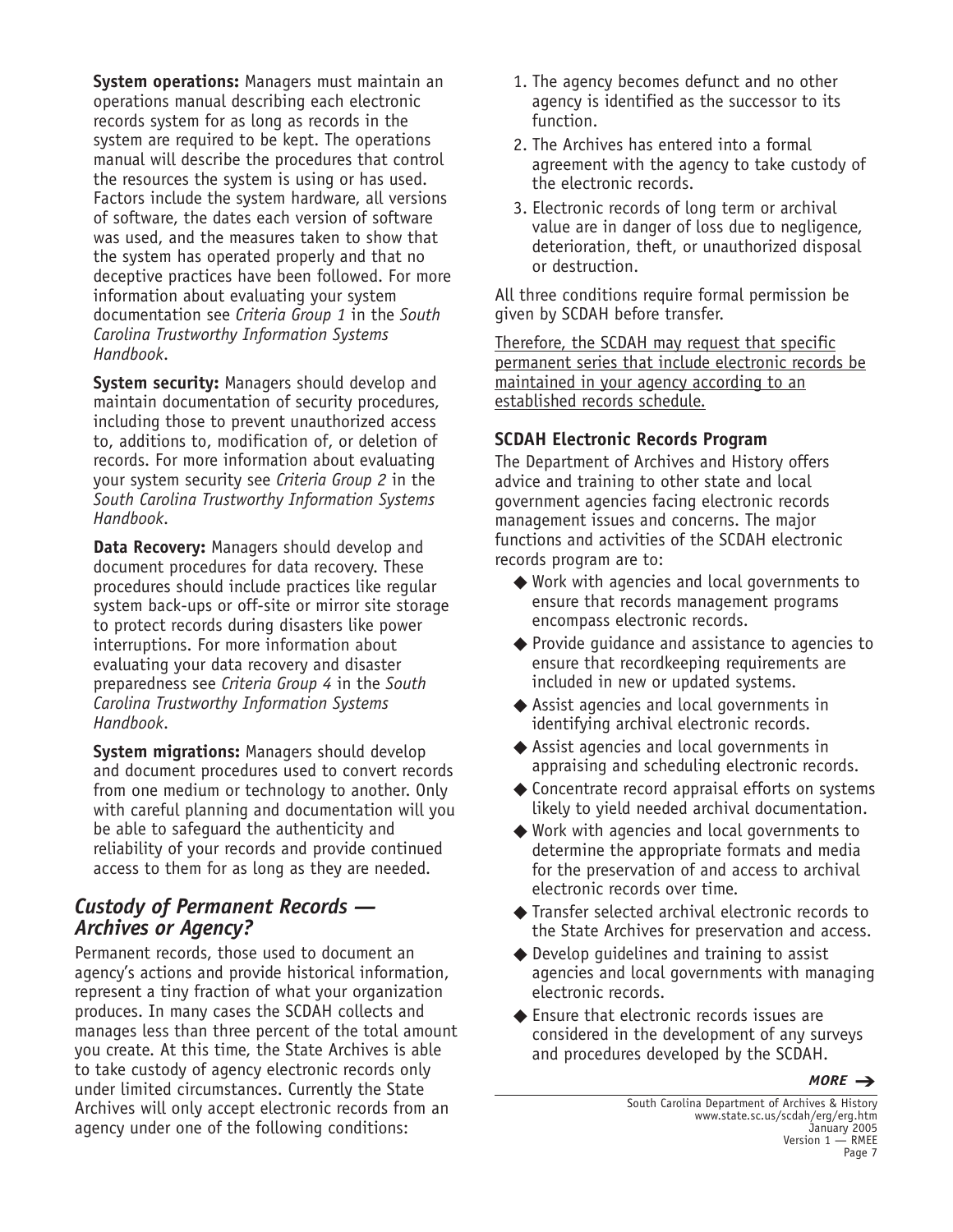**System operations:** Managers must maintain an operations manual describing each electronic records system for as long as records in the system are required to be kept. The operations manual will describe the procedures that control the resources the system is using or has used. Factors include the system hardware, all versions of software, the dates each version of software was used, and the measures taken to show that the system has operated properly and that no deceptive practices have been followed. For more information about evaluating your system documentation see *Criteria Group 1* in the *South Carolina Trustworthy Information Systems Handbook*.

**System security:** Managers should develop and maintain documentation of security procedures, including those to prevent unauthorized access to, additions to, modification of, or deletion of records. For more information about evaluating your system security see *Criteria Group 2* in the *South Carolina Trustworthy Information Systems Handbook*.

**Data Recovery:** Managers should develop and document procedures for data recovery. These procedures should include practices like regular system back-ups or off-site or mirror site storage to protect records during disasters like power interruptions. For more information about evaluating your data recovery and disaster preparedness see *Criteria Group 4* in the *South Carolina Trustworthy Information Systems Handbook*.

**System migrations:** Managers should develop and document procedures used to convert records from one medium or technology to another. Only with careful planning and documentation will you be able to safeguard the authenticity and reliability of your records and provide continued access to them for as long as they are needed.

## *Custody of Permanent Records — Archives or Agency?*

Permanent records, those used to document an agency's actions and provide historical information, represent a tiny fraction of what your organization produces. In many cases the SCDAH collects and manages less than three percent of the total amount you create. At this time, the State Archives is able to take custody of agency electronic records only under limited circumstances. Currently the State Archives will only accept electronic records from an agency under one of the following conditions:

1. The agency becomes defunct and no other agency is identified as the successor to its function.
2. The Archives has entered into a formal agreement with the agency to take custody of the electronic records.
3. Electronic records of long term or archival value are in danger of loss due to negligence, deterioration, theft, or unauthorized disposal or destruction.

All three conditions require formal permission be given by SCDAH before transfer.

<u>Therefore, the SCDAH may request that specific permanent series that include electronic records be maintained in your agency according to an established records schedule.</u>

### SCDAH Electronic Records Program

The Department of Archives and History offers advice and training to other state and local government agencies facing electronic records management issues and concerns. The major functions and activities of the SCDAH electronic records program are to:

- Work with agencies and local governments to ensure that records management programs encompass electronic records.
- Provide guidance and assistance to agencies to ensure that recordkeeping requirements are included in new or updated systems.
- Assist agencies and local governments in identifying archival electronic records.
- Assist agencies and local governments in appraising and scheduling electronic records.
- Concentrate record appraisal efforts on systems likely to yield needed archival documentation.
- Work with agencies and local governments to determine the appropriate formats and media for the preservation of and access to archival electronic records over time.
- Transfer selected archival electronic records to the State Archives for preservation and access.
- Develop guidelines and training to assist agencies and local governments with managing electronic records.
- Ensure that electronic records issues are considered in the development of any surveys and procedures developed by the SCDAH.

*MORE →*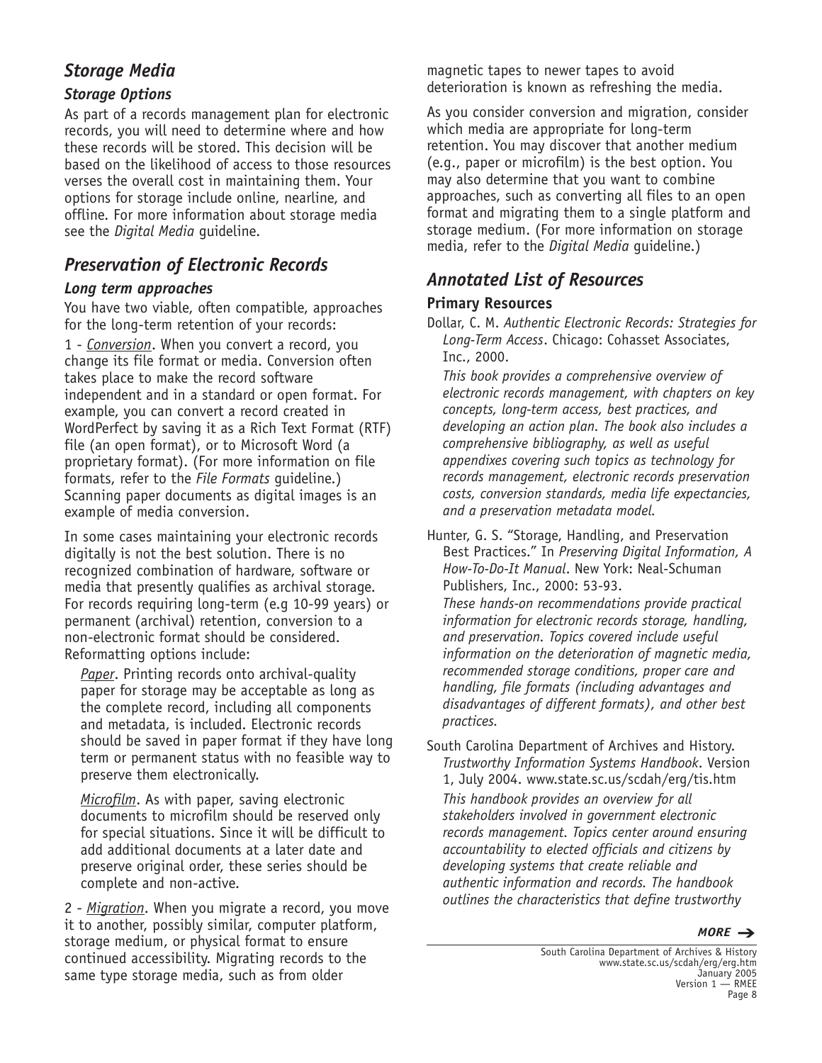## Storage Media

### Storage Options

As part of a records management plan for electronic records, you will need to determine where and how these records will be stored. This decision will be based on the likelihood of access to those resources verses the overall cost in maintaining them. Your options for storage include online, nearline, and offline. For more information about storage media see the *Digital Media* guideline.

## Preservation of Electronic Records

### Long term approaches

You have two viable, often compatible, approaches for the long-term retention of your records:

1 - *Conversion*. When you convert a record, you change its file format or media. Conversion often takes place to make the record software independent and in a standard or open format. For example, you can convert a record created in WordPerfect by saving it as a Rich Text Format (RTF) file (an open format), or to Microsoft Word (a proprietary format). (For more information on file formats, refer to the *File Formats* guideline.) Scanning paper documents as digital images is an example of media conversion.

In some cases maintaining your electronic records digitally is not the best solution. There is no recognized combination of hardware, software or media that presently qualifies as archival storage. For records requiring long-term (e.g 10-99 years) or permanent (archival) retention, conversion to a non-electronic format should be considered. Reformatting options include:

*Paper*. Printing records onto archival-quality paper for storage may be acceptable as long as the complete record, including all components and metadata, is included. Electronic records should be saved in paper format if they have long term or permanent status with no feasible way to preserve them electronically.

*Microfilm*. As with paper, saving electronic documents to microfilm should be reserved only for special situations. Since it will be difficult to add additional documents at a later date and preserve original order, these series should be complete and non-active.

2 - *Migration*. When you migrate a record, you move it to another, possibly similar, computer platform, storage medium, or physical format to ensure continued accessibility. Migrating records to the same type storage media, such as from older magnetic tapes to newer tapes to avoid deterioration is known as refreshing the media.

As you consider conversion and migration, consider which media are appropriate for long-term retention. You may discover that another medium (e.g., paper or microfilm) is the best option. You may also determine that you want to combine approaches, such as converting all files to an open format and migrating them to a single platform and storage medium. (For more information on storage media, refer to the *Digital Media* guideline.)

## Annotated List of Resources

### Primary Resources

Dollar, C. M. *Authentic Electronic Records: Strategies for Long-Term Access*. Chicago: Cohasset Associates, Inc., 2000.

*This book provides a comprehensive overview of electronic records management, with chapters on key concepts, long-term access, best practices, and developing an action plan. The book also includes a comprehensive bibliography, as well as useful appendixes covering such topics as technology for records management, electronic records preservation costs, conversion standards, media life expectancies, and a preservation metadata model.*

Hunter, G. S. "Storage, Handling, and Preservation Best Practices." In *Preserving Digital Information, A How-To-Do-It Manual*. New York: Neal-Schuman Publishers, Inc., 2000: 53-93.

*These hands-on recommendations provide practical information for electronic records storage, handling, and preservation. Topics covered include useful information on the deterioration of magnetic media, recommended storage conditions, proper care and handling, file formats (including advantages and disadvantages of different formats), and other best practices.*

South Carolina Department of Archives and History. *Trustworthy Information Systems Handbook*. Version 1, July 2004. www.state.sc.us/scdah/erg/tis.htm

*This handbook provides an overview for all stakeholders involved in government electronic records management. Topics center around ensuring accountability to elected officials and citizens by developing systems that create reliable and authentic information and records. The handbook outlines the characteristics that define trustworthy*

*MORE* →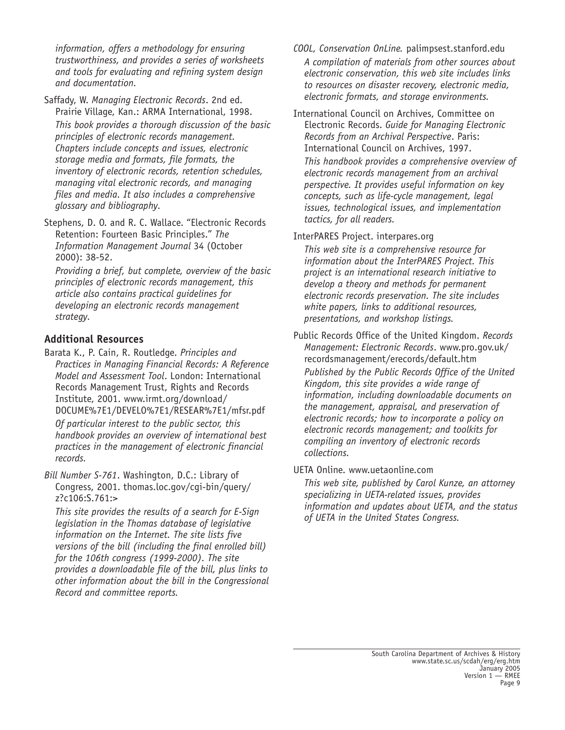*information, offers a methodology for ensuring trustworthiness, and provides a series of worksheets and tools for evaluating and refining system design and documentation.*

Saffady, W. *Managing Electronic Records*. 2nd ed. Prairie Village, Kan.: ARMA International, 1998.

*This book provides a thorough discussion of the basic principles of electronic records management. Chapters include concepts and issues, electronic storage media and formats, file formats, the inventory of electronic records, retention schedules, managing vital electronic records, and managing files and media. It also includes a comprehensive glossary and bibliography.*

Stephens, D. O. and R. C. Wallace. "Electronic Records Retention: Fourteen Basic Principles." *The Information Management Journal* 34 (October 2000): 38-52.

*Providing a brief, but complete, overview of the basic principles of electronic records management, this article also contains practical guidelines for developing an electronic records management strategy.*

## Additional Resources

Barata K., P. Cain, R. Routledge. *Principles and Practices in Managing Financial Records: A Reference Model and Assessment Tool*. London: International Records Management Trust, Rights and Records Institute, 2001. www.irmt.org/download/DOCUME%7E1/DEVELO%7E1/RESEAR%7E1/mfsr.pdf

*Of particular interest to the public sector, this handbook provides an overview of international best practices in the management of electronic financial records.*

*Bill Number S-761*. Washington, D.C.: Library of Congress, 2001. thomas.loc.gov/cgi-bin/query/z?c106:S.761:>

*This site provides the results of a search for E-Sign legislation in the Thomas database of legislative information on the Internet. The site lists five versions of the bill (including the final enrolled bill) for the 106th congress (1999-2000). The site provides a downloadable file of the bill, plus links to other information about the bill in the Congressional Record and committee reports.*

*COOL, Conservation OnLine*. palimpsest.stanford.edu

*A compilation of materials from other sources about electronic conservation, this web site includes links to resources on disaster recovery, electronic media, electronic formats, and storage environments.*

International Council on Archives, Committee on Electronic Records. *Guide for Managing Electronic Records from an Archival Perspective*. Paris: International Council on Archives, 1997.

*This handbook provides a comprehensive overview of electronic records management from an archival perspective. It provides useful information on key concepts, such as life-cycle management, legal issues, technological issues, and implementation tactics, for all readers.*

InterPARES Project. interpares.org

*This web site is a comprehensive resource for information about the InterPARES Project. This project is an international research initiative to develop a theory and methods for permanent electronic records preservation. The site includes white papers, links to additional resources, presentations, and workshop listings.*

Public Records Office of the United Kingdom. *Records Management: Electronic Records*. www.pro.gov.uk/recordsmanagement/erecords/default.htm

*Published by the Public Records Office of the United Kingdom, this site provides a wide range of information, including downloadable documents on the management, appraisal, and preservation of electronic records; how to incorporate a policy on electronic records management; and toolkits for compiling an inventory of electronic records collections.*

UETA Online. www.uetaonline.com

*This web site, published by Carol Kunze, an attorney specializing in UETA-related issues, provides information and updates about UETA, and the status of UETA in the United States Congress.*